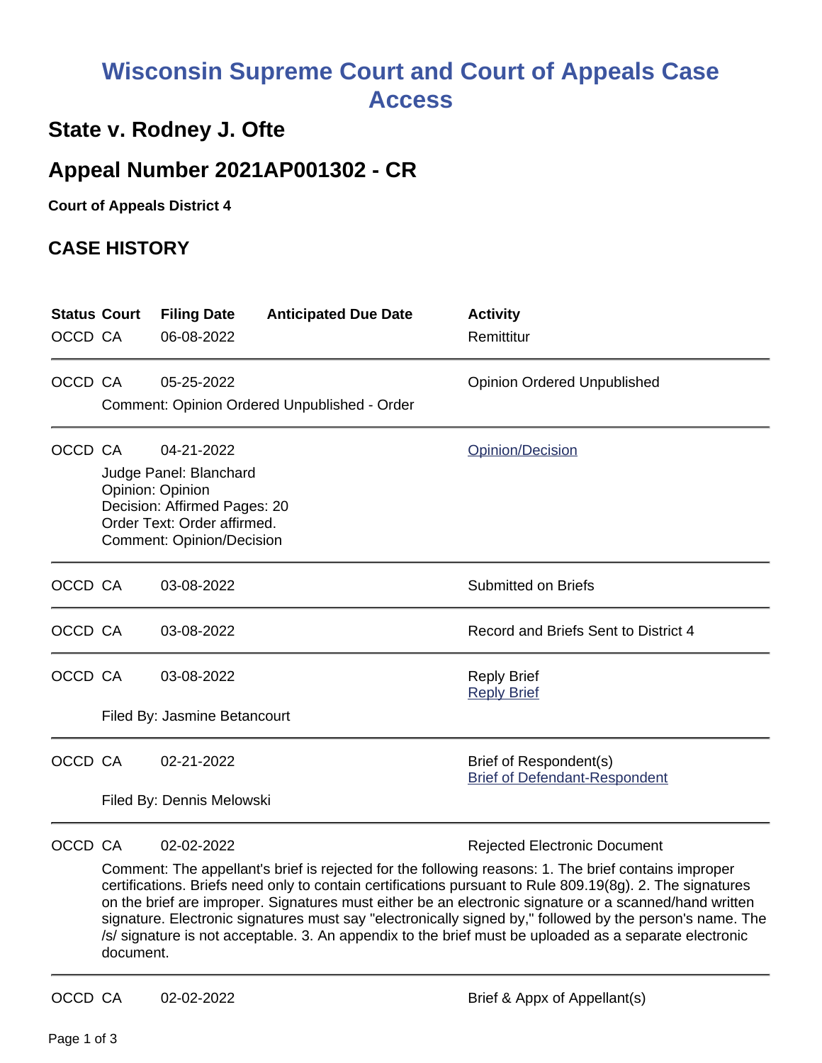# Wisconsin Supreme Court and Court of Appeals Case Access

## State v. Rodney J. Ofte

## Appeal Number 2021AP001302 - CR

**Court of Appeals District 4**

### CASE HISTORY

| Status | Court | Filing Date | Anticipated Due Date | Activity |
|---|---|---|---|---|
| OCCD | CA | 06-08-2022 | | Remittitur |
| OCCD | CA | 05-25-2022 | | Opinion Ordered Unpublished |
| | Comment: Opinion Ordered Unpublished - Order | | | |
| OCCD | CA | 04-21-2022 | | Opinion/Decision |
| | Judge Panel: Blanchard<br>Opinion: Opinion<br>Decision: Affirmed Pages: 20<br>Order Text: Order affirmed.<br>Comment: Opinion/Decision | | | |
| OCCD | CA | 03-08-2022 | | Submitted on Briefs |
| OCCD | CA | 03-08-2022 | | Record and Briefs Sent to District 4 |
| OCCD | CA | 03-08-2022 | | Reply Brief<br>Reply Brief |
| | Filed By: Jasmine Betancourt | | | |
| OCCD | CA | 02-21-2022 | | Brief of Respondent(s)<br>Brief of Defendant-Respondent |
| | Filed By: Dennis Melowski | | | |
| OCCD | CA | 02-02-2022 | | Rejected Electronic Document |
| | Comment: The appellant's brief is rejected for the following reasons: 1. The brief contains improper certifications. Briefs need only to contain certifications pursuant to Rule 809.19(8g). 2. The signatures on the brief are improper. Signatures must either be an electronic signature or a scanned/hand written signature. Electronic signatures must say "electronically signed by," followed by the person's name. The /s/ signature is not acceptable. 3. An appendix to the brief must be uploaded as a separate electronic document. | | | |
| OCCD | CA | 02-02-2022 | | Brief & Appx of Appellant(s) |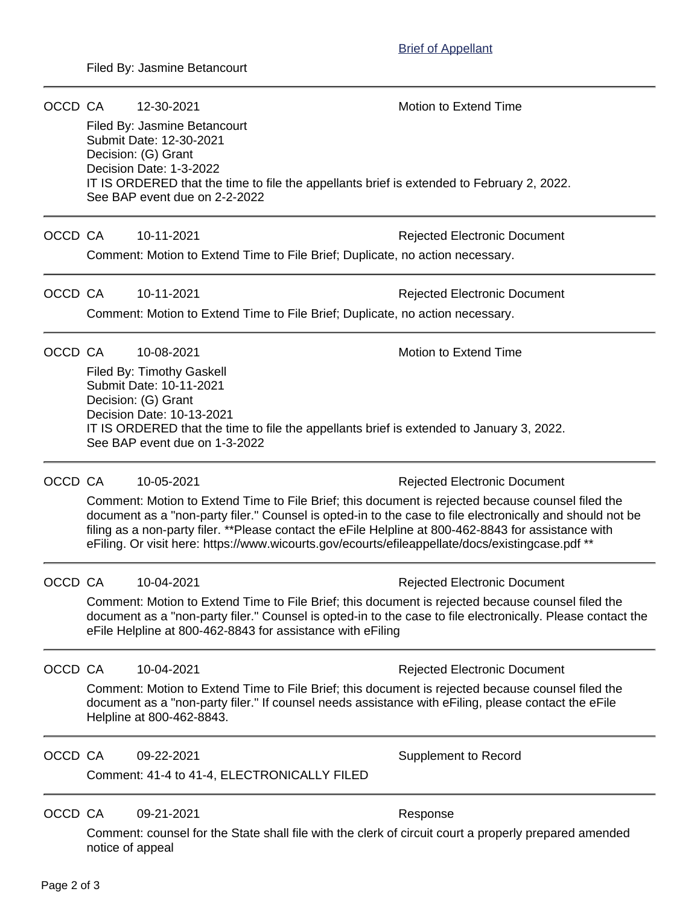Brief of Appellant

Filed By: Jasmine Betancourt

---

OCCD CA 12-30-2021 Motion to Extend Time

Filed By: Jasmine Betancourt
Submit Date: 12-30-2021
Decision: (G) Grant
Decision Date: 1-3-2022
IT IS ORDERED that the time to file the appellants brief is extended to February 2, 2022.
See BAP event due on 2-2-2022

---

OCCD CA 10-11-2021 Rejected Electronic Document

Comment: Motion to Extend Time to File Brief; Duplicate, no action necessary.

---

OCCD CA 10-11-2021 Rejected Electronic Document

Comment: Motion to Extend Time to File Brief; Duplicate, no action necessary.

---

OCCD CA 10-08-2021 Motion to Extend Time

Filed By: Timothy Gaskell
Submit Date: 10-11-2021
Decision: (G) Grant
Decision Date: 10-13-2021
IT IS ORDERED that the time to file the appellants brief is extended to January 3, 2022.
See BAP event due on 1-3-2022

---

OCCD CA 10-05-2021 Rejected Electronic Document

Comment: Motion to Extend Time to File Brief; this document is rejected because counsel filed the document as a "non-party filer." Counsel is opted-in to the case to file electronically and should not be filing as a non-party filer. **Please contact the eFile Helpline at 800-462-8843 for assistance with eFiling. Or visit here: https://www.wicourts.gov/ecourts/efileappellate/docs/existingcase.pdf **

---

OCCD CA 10-04-2021 Rejected Electronic Document

Comment: Motion to Extend Time to File Brief; this document is rejected because counsel filed the document as a "non-party filer." Counsel is opted-in to the case to file electronically. Please contact the eFile Helpline at 800-462-8843 for assistance with eFiling

---

OCCD CA 10-04-2021 Rejected Electronic Document

Comment: Motion to Extend Time to File Brief; this document is rejected because counsel filed the document as a "non-party filer." If counsel needs assistance with eFiling, please contact the eFile Helpline at 800-462-8843.

---

OCCD CA 09-22-2021 Supplement to Record

Comment: 41-4 to 41-4, ELECTRONICALLY FILED

---

OCCD CA 09-21-2021 Response

Comment: counsel for the State shall file with the clerk of circuit court a properly prepared amended notice of appeal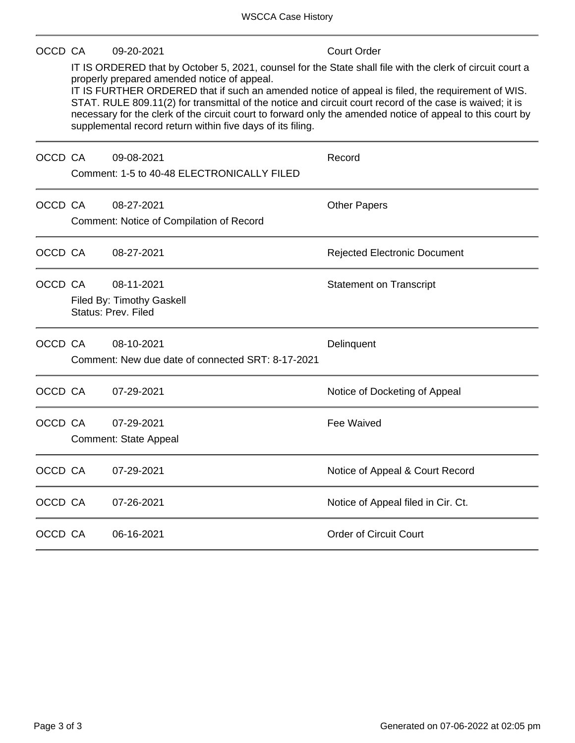| | | | |
|---|---|---|---|
| OCCD | CA | 09-20-2021 | Court Order |
| | | IT IS ORDERED that by October 5, 2021, counsel for the State shall file with the clerk of circuit court a properly prepared amended notice of appeal. IT IS FURTHER ORDERED that if such an amended notice of appeal is filed, the requirement of WIS. STAT. RULE 809.11(2) for transmittal of the notice and circuit court record of the case is waived; it is necessary for the clerk of the circuit court to forward only the amended notice of appeal to this court by supplemental record return within five days of its filing. | |
| OCCD | CA | 09-08-2021 | Record |
| | | Comment: 1-5 to 40-48 ELECTRONICALLY FILED | |
| OCCD | CA | 08-27-2021 | Other Papers |
| | | Comment: Notice of Compilation of Record | |
| OCCD | CA | 08-27-2021 | Rejected Electronic Document |
| OCCD | CA | 08-11-2021 | Statement on Transcript |
| | | Filed By: Timothy Gaskell<br>Status: Prev. Filed | |
| OCCD | CA | 08-10-2021 | Delinquent |
| | | Comment: New due date of connected SRT: 8-17-2021 | |
| OCCD | CA | 07-29-2021 | Notice of Docketing of Appeal |
| OCCD | CA | 07-29-2021 | Fee Waived |
| | | Comment: State Appeal | |
| OCCD | CA | 07-29-2021 | Notice of Appeal & Court Record |
| OCCD | CA | 07-26-2021 | Notice of Appeal filed in Cir. Ct. |
| OCCD | CA | 06-16-2021 | Order of Circuit Court |